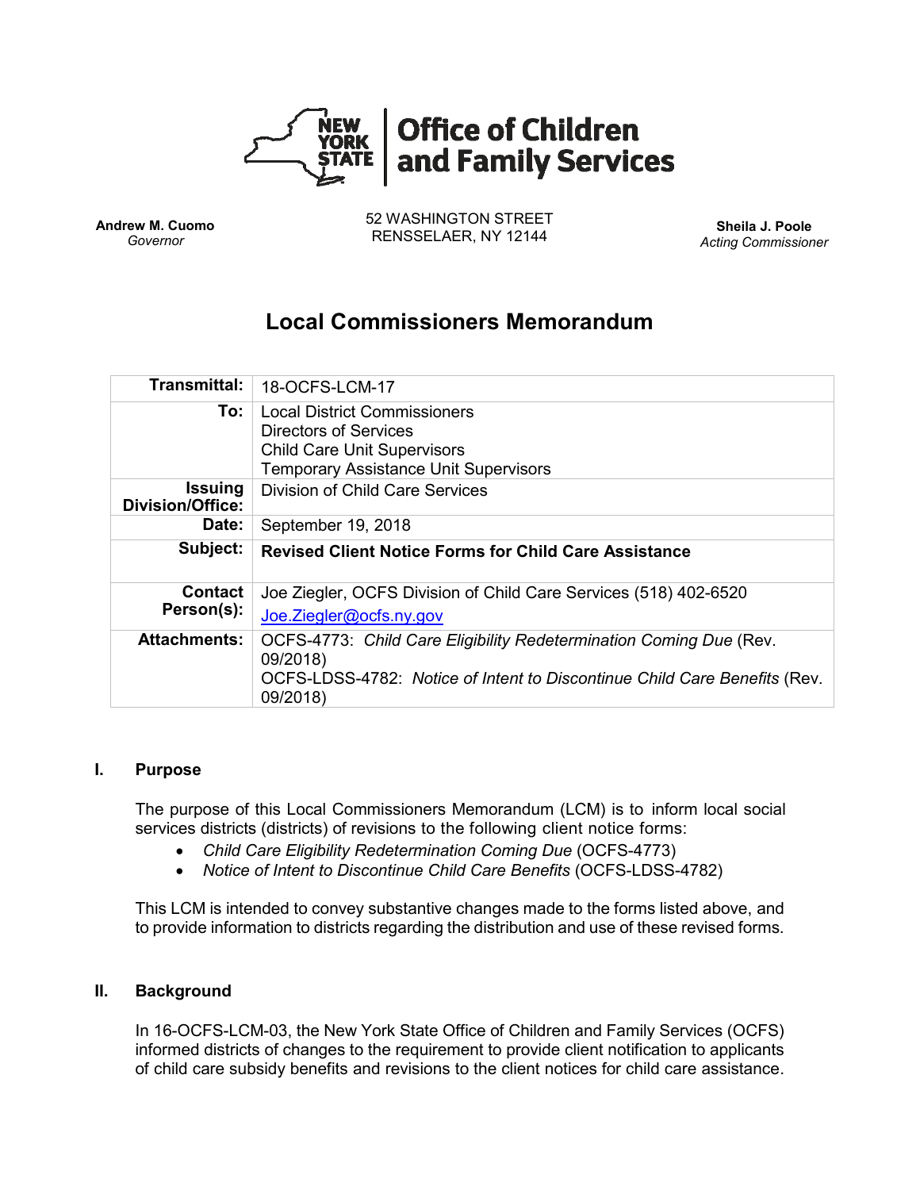**Office of Children and Family Services**

**Andrew M. Cuomo**
*Governor*

52 WASHINGTON STREET
RENSSELAER, NY 12144

**Sheila J. Poole**
*Acting Commissioner*

# Local Commissioners Memorandum

| | |
|---|---|
| **Transmittal:** | 18-OCFS-LCM-17 |
| **To:** | Local District Commissioners<br>Directors of Services<br>Child Care Unit Supervisors<br>Temporary Assistance Unit Supervisors |
| **Issuing Division/Office:** | Division of Child Care Services |
| **Date:** | September 19, 2018 |
| **Subject:** | **Revised Client Notice Forms for Child Care Assistance** |
| **Contact Person(s):** | Joe Ziegler, OCFS Division of Child Care Services (518) 402-6520<br>Joe.Ziegler@ocfs.ny.gov |
| **Attachments:** | OCFS-4773: *Child Care Eligibility Redetermination Coming Due* (Rev. 09/2018)<br>OCFS-LDSS-4782: *Notice of Intent to Discontinue Child Care Benefits* (Rev. 09/2018) |

## I. Purpose

The purpose of this Local Commissioners Memorandum (LCM) is to inform local social services districts (districts) of revisions to the following client notice forms:

- *Child Care Eligibility Redetermination Coming Due* (OCFS-4773)
- *Notice of Intent to Discontinue Child Care Benefits* (OCFS-LDSS-4782)

This LCM is intended to convey substantive changes made to the forms listed above, and to provide information to districts regarding the distribution and use of these revised forms.

## II. Background

In 16-OCFS-LCM-03, the New York State Office of Children and Family Services (OCFS) informed districts of changes to the requirement to provide client notification to applicants of child care subsidy benefits and revisions to the client notices for child care assistance.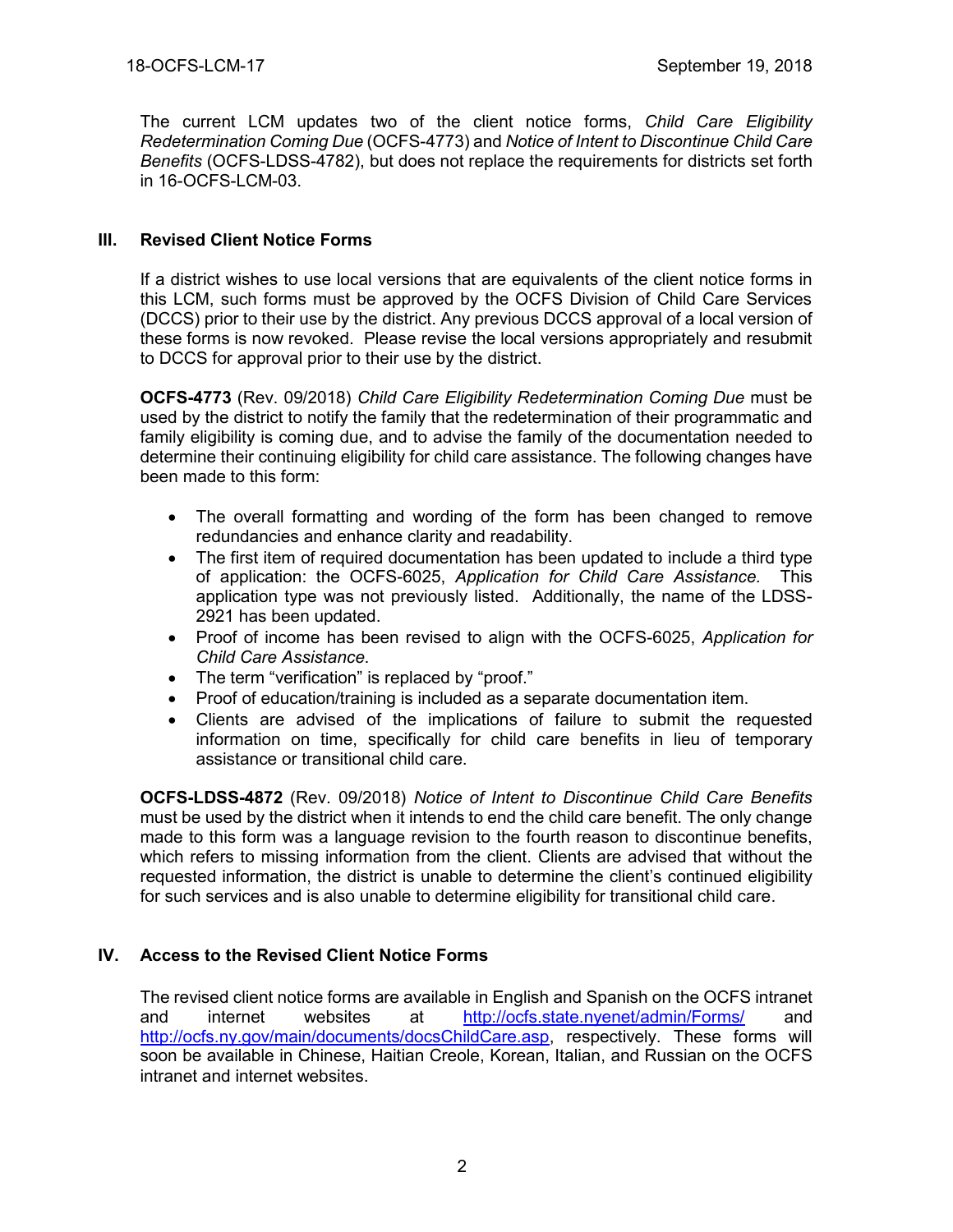The current LCM updates two of the client notice forms, *Child Care Eligibility Redetermination Coming Due* (OCFS-4773) and *Notice of Intent to Discontinue Child Care Benefits* (OCFS-LDSS-4782), but does not replace the requirements for districts set forth in 16-OCFS-LCM-03.

## III. Revised Client Notice Forms

If a district wishes to use local versions that are equivalents of the client notice forms in this LCM, such forms must be approved by the OCFS Division of Child Care Services (DCCS) prior to their use by the district. Any previous DCCS approval of a local version of these forms is now revoked. Please revise the local versions appropriately and resubmit to DCCS for approval prior to their use by the district.

**OCFS-4773** (Rev. 09/2018) *Child Care Eligibility Redetermination Coming Due* must be used by the district to notify the family that the redetermination of their programmatic and family eligibility is coming due, and to advise the family of the documentation needed to determine their continuing eligibility for child care assistance. The following changes have been made to this form:

- The overall formatting and wording of the form has been changed to remove redundancies and enhance clarity and readability.
- The first item of required documentation has been updated to include a third type of application: the OCFS-6025, *Application for Child Care Assistance.* This application type was not previously listed. Additionally, the name of the LDSS-2921 has been updated.
- Proof of income has been revised to align with the OCFS-6025, *Application for Child Care Assistance*.
- The term "verification" is replaced by "proof."
- Proof of education/training is included as a separate documentation item.
- Clients are advised of the implications of failure to submit the requested information on time, specifically for child care benefits in lieu of temporary assistance or transitional child care.

**OCFS-LDSS-4872** (Rev. 09/2018) *Notice of Intent to Discontinue Child Care Benefits* must be used by the district when it intends to end the child care benefit. The only change made to this form was a language revision to the fourth reason to discontinue benefits, which refers to missing information from the client. Clients are advised that without the requested information, the district is unable to determine the client's continued eligibility for such services and is also unable to determine eligibility for transitional child care.

## IV. Access to the Revised Client Notice Forms

The revised client notice forms are available in English and Spanish on the OCFS intranet and internet websites at http://ocfs.state.nyenet/admin/Forms/ and http://ocfs.ny.gov/main/documents/docsChildCare.asp, respectively. These forms will soon be available in Chinese, Haitian Creole, Korean, Italian, and Russian on the OCFS intranet and internet websites.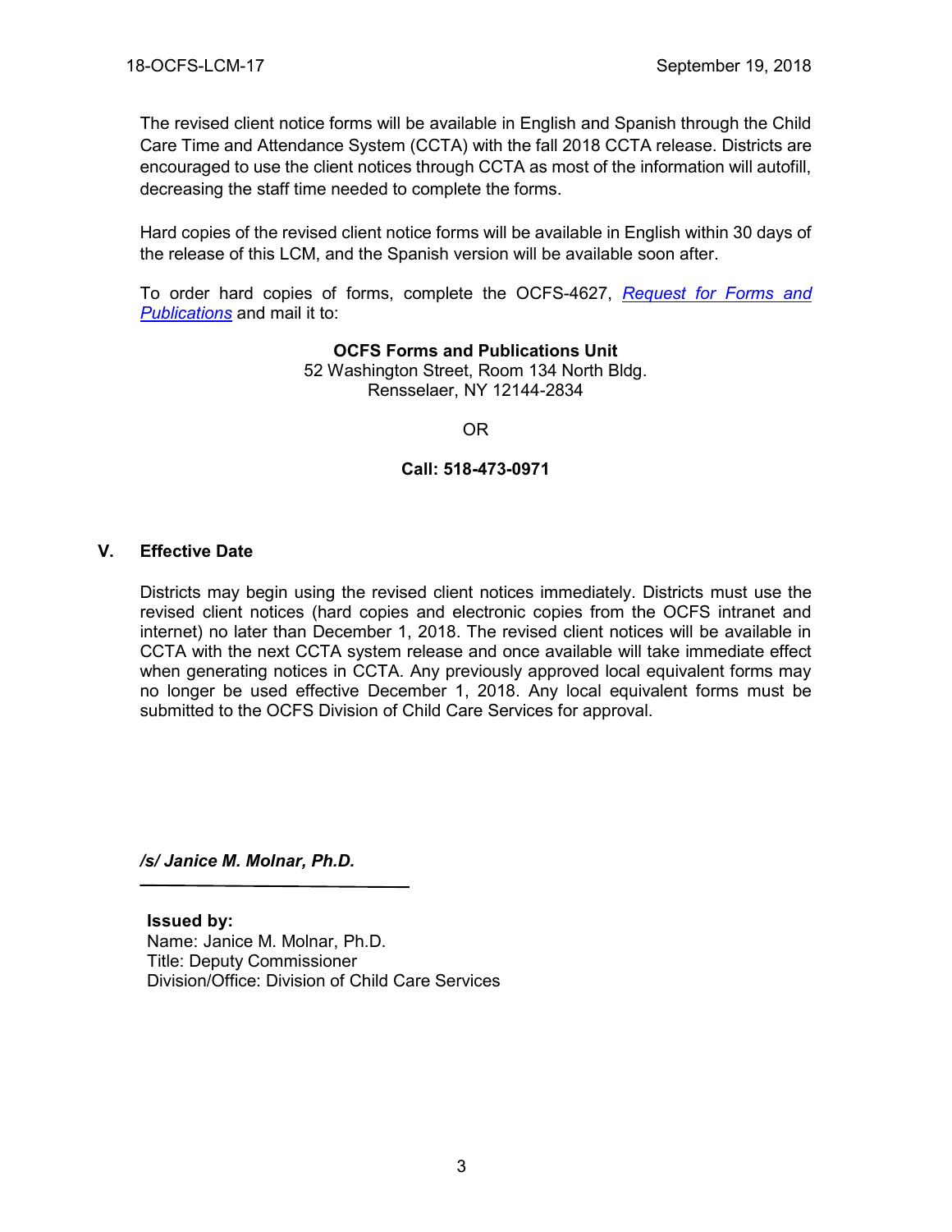The revised client notice forms will be available in English and Spanish through the Child Care Time and Attendance System (CCTA) with the fall 2018 CCTA release. Districts are encouraged to use the client notices through CCTA as most of the information will autofill, decreasing the staff time needed to complete the forms.

Hard copies of the revised client notice forms will be available in English within 30 days of the release of this LCM, and the Spanish version will be available soon after.

To order hard copies of forms, complete the OCFS-4627, *Request for Forms and Publications* and mail it to:

**OCFS Forms and Publications Unit**
52 Washington Street, Room 134 North Bldg.
Rensselaer, NY 12144-2834

OR

**Call: 518-473-0971**

## V. Effective Date

Districts may begin using the revised client notices immediately. Districts must use the revised client notices (hard copies and electronic copies from the OCFS intranet and internet) no later than December 1, 2018. The revised client notices will be available in CCTA with the next CCTA system release and once available will take immediate effect when generating notices in CCTA. Any previously approved local equivalent forms may no longer be used effective December 1, 2018. Any local equivalent forms must be submitted to the OCFS Division of Child Care Services for approval.

***/s/ Janice M. Molnar, Ph.D.***

**Issued by:**
Name: Janice M. Molnar, Ph.D.
Title: Deputy Commissioner
Division/Office: Division of Child Care Services